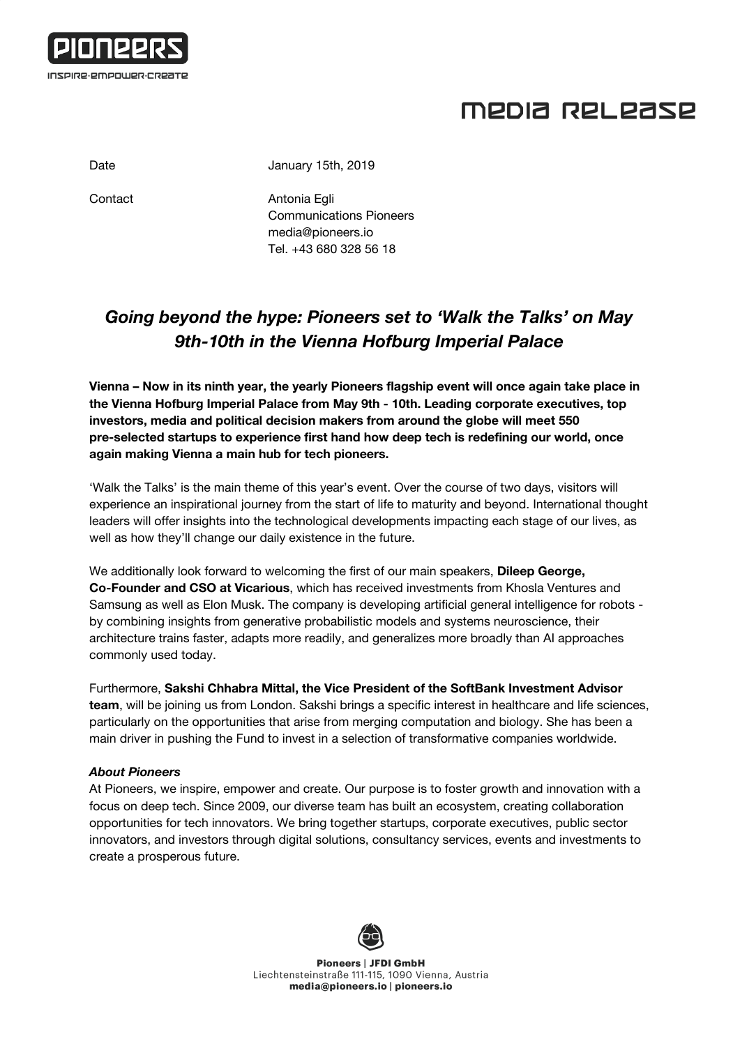PIONEERS

INSPIRE·EMPOWER·CREATE

# MEDIA RELEASE

Date January 15th, 2019

Contact Antonia Egli
Communications Pioneers
media@pioneers.io
Tel. +43 680 328 56 18

## *Going beyond the hype: Pioneers set to 'Walk the Talks' on May 9th-10th in the Vienna Hofburg Imperial Palace*

**Vienna – Now in its ninth year, the yearly Pioneers flagship event will once again take place in the Vienna Hofburg Imperial Palace from May 9th - 10th. Leading corporate executives, top investors, media and political decision makers from around the globe will meet 550 pre-selected startups to experience first hand how deep tech is redefining our world, once again making Vienna a main hub for tech pioneers.**

'Walk the Talks' is the main theme of this year's event. Over the course of two days, visitors will experience an inspirational journey from the start of life to maturity and beyond. International thought leaders will offer insights into the technological developments impacting each stage of our lives, as well as how they'll change our daily existence in the future.

We additionally look forward to welcoming the first of our main speakers, **Dileep George, Co-Founder and CSO at Vicarious**, which has received investments from Khosla Ventures and Samsung as well as Elon Musk. The company is developing artificial general intelligence for robots - by combining insights from generative probabilistic models and systems neuroscience, their architecture trains faster, adapts more readily, and generalizes more broadly than AI approaches commonly used today.

Furthermore, **Sakshi Chhabra Mittal, the Vice President of the SoftBank Investment Advisor team**, will be joining us from London. Sakshi brings a specific interest in healthcare and life sciences, particularly on the opportunities that arise from merging computation and biology. She has been a main driver in pushing the Fund to invest in a selection of transformative companies worldwide.

### ***About Pioneers***

At Pioneers, we inspire, empower and create. Our purpose is to foster growth and innovation with a focus on deep tech. Since 2009, our diverse team has built an ecosystem, creating collaboration opportunities for tech innovators. We bring together startups, corporate executives, public sector innovators, and investors through digital solutions, consultancy services, events and investments to create a prosperous future.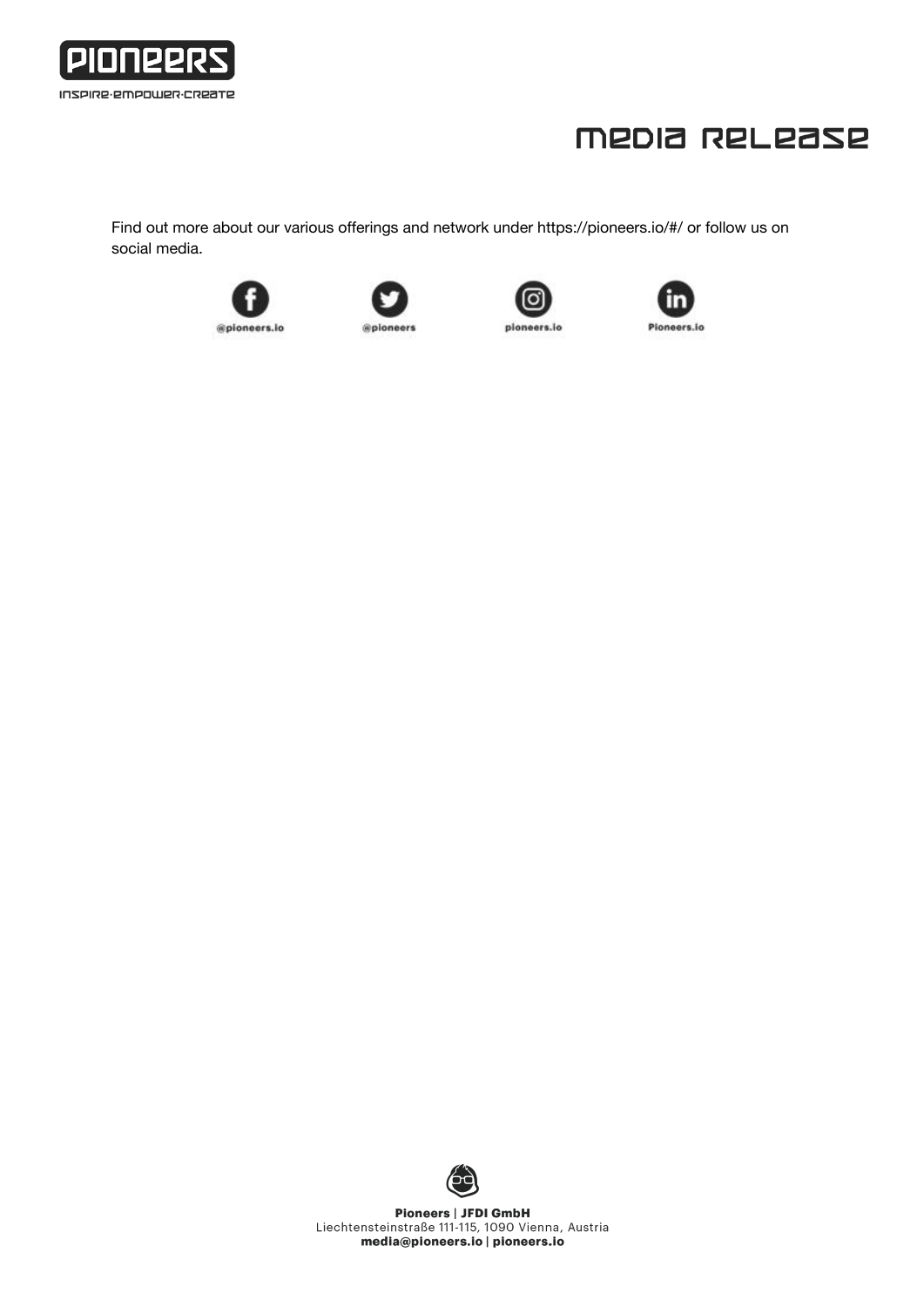Find out more about our various offerings and network under https://pioneers.io/#/ or follow us on social media.

@pioneers.io

@pioneers

pioneers.io

Pioneers.io

**Pioneers | JFDI GmbH**
Liechtensteinstraße 111-115, 1090 Vienna, Austria
**media@pioneers.io | pioneers.io**